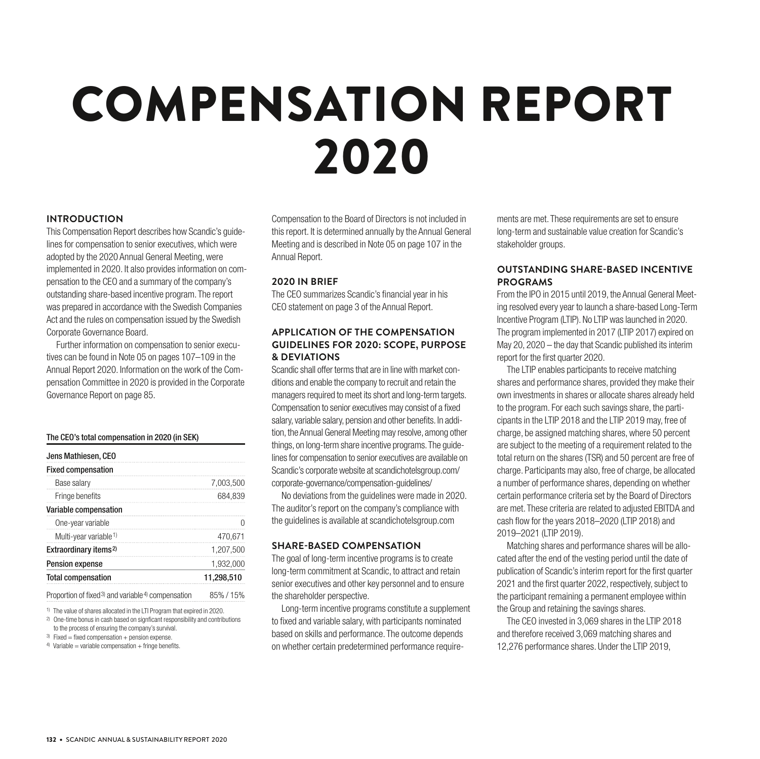# COMPENSATION REPORT 2020

## INTRODUCTION

This Compensation Report describes how Scandic's guidelines for compensation to senior executives, which were adopted by the 2020 Annual General Meeting, were implemented in 2020. It also provides information on compensation to the CEO and a summary of the company's outstanding share-based incentive program. The report was prepared in accordance with the Swedish Companies Act and the rules on compensation issued by the Swedish Corporate Governance Board.

Further information on compensation to senior executives can be found in Note 05 on pages 107–109 in the Annual Report 2020. Information on the work of the Compensation Committee in 2020 is provided in the Corporate Governance Report on page 85.

**The CEO's total compensation in 2020 (in SEK)**

| Jens Mathiesen, CEO | |
|---|---|
| **Fixed compensation** | |
| Base salary | 7,003,500 |
| Fringe benefits | 684,839 |
| **Variable compensation** | |
| One-year variable | 0 |
| Multi-year variable [1] | 470,671 |
| **Extraordinary items [2]** | 1,207,500 |
| **Pension expense** | 1,932,000 |
| **Total compensation** | **11,298,510** |
| Proportion of fixed [3] and variable [4] compensation | 85% / 15% |

[1] The value of shares allocated in the LTI Program that expired in 2020.

[2] One-time bonus in cash based on signficant responsibility and contributions to the process of ensuring the company's survival.

[3] Fixed = fixed compensation + pension expense.

[4] Variable = variable compensation + fringe benefits.

Compensation to the Board of Directors is not included in this report. It is determined annually by the Annual General Meeting and is described in Note 05 on page 107 in the Annual Report.

## 2020 IN BRIEF

The CEO summarizes Scandic's financial year in his CEO statement on page 3 of the Annual Report.

## APPLICATION OF THE COMPENSATION GUIDELINES FOR 2020: SCOPE, PURPOSE & DEVIATIONS

Scandic shall offer terms that are in line with market conditions and enable the company to recruit and retain the managers required to meet its short and long-term targets. Compensation to senior executives may consist of a fixed salary, variable salary, pension and other benefits. In addition, the Annual General Meeting may resolve, among other things, on long-term share incentive programs. The guidelines for compensation to senior executives are available on Scandic's corporate website at scandichotelsgroup.com/corporate-governance/compensation-guidelines/

No deviations from the guidelines were made in 2020. The auditor's report on the company's compliance with the guidelines is available at scandichotelsgroup.com

## SHARE-BASED COMPENSATION

The goal of long-term incentive programs is to create long-term commitment at Scandic, to attract and retain senior executives and other key personnel and to ensure the shareholder perspective.

Long-term incentive programs constitute a supplement to fixed and variable salary, with participants nominated based on skills and performance. The outcome depends on whether certain predetermined performance requirements are met. These requirements are set to ensure long-term and sustainable value creation for Scandic's stakeholder groups.

## OUTSTANDING SHARE-BASED INCENTIVE PROGRAMS

From the IPO in 2015 until 2019, the Annual General Meeting resolved every year to launch a share-based Long-Term Incentive Program (LTIP). No LTIP was launched in 2020. The program implemented in 2017 (LTIP 2017) expired on May 20, 2020 – the day that Scandic published its interim report for the first quarter 2020.

The LTIP enables participants to receive matching shares and performance shares, provided they make their own investments in shares or allocate shares already held to the program. For each such savings share, the participants in the LTIP 2018 and the LTIP 2019 may, free of charge, be assigned matching shares, where 50 percent are subject to the meeting of a requirement related to the total return on the shares (TSR) and 50 percent are free of charge. Participants may also, free of charge, be allocated a number of performance shares, depending on whether certain performance criteria set by the Board of Directors are met. These criteria are related to adjusted EBITDA and cash flow for the years 2018–2020 (LTIP 2018) and 2019–2021 (LTIP 2019).

Matching shares and performance shares will be allocated after the end of the vesting period until the date of publication of Scandic's interim report for the first quarter 2021 and the first quarter 2022, respectively, subject to the participant remaining a permanent employee within the Group and retaining the savings shares.

The CEO invested in 3,069 shares in the LTIP 2018 and therefore received 3,069 matching shares and 12,276 performance shares. Under the LTIP 2019,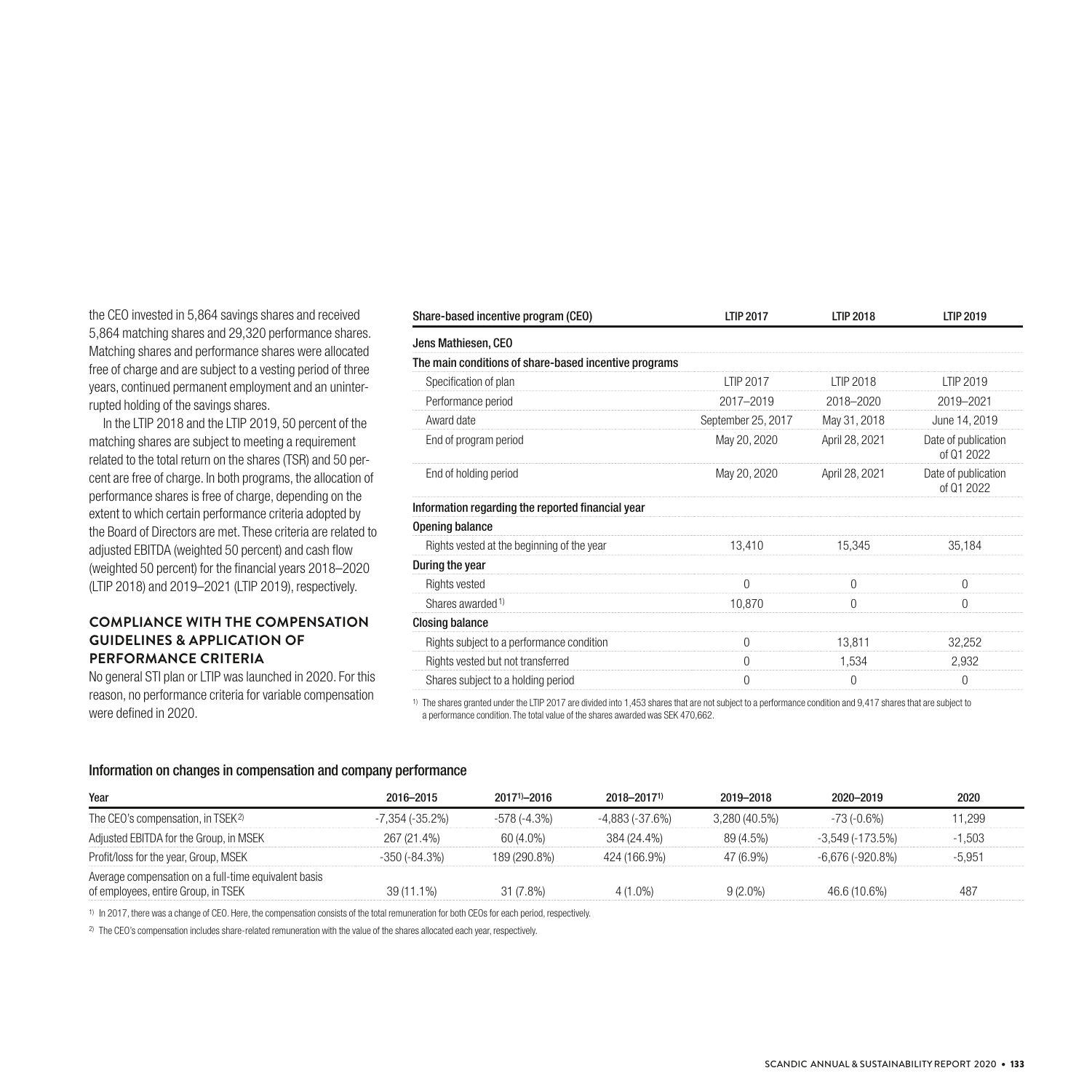the CEO invested in 5,864 savings shares and received 5,864 matching shares and 29,320 performance shares. Matching shares and performance shares were allocated free of charge and are subject to a vesting period of three years, continued permanent employment and an uninterrupted holding of the savings shares.

In the LTIP 2018 and the LTIP 2019, 50 percent of the matching shares are subject to meeting a requirement related to the total return on the shares (TSR) and 50 percent are free of charge. In both programs, the allocation of performance shares is free of charge, depending on the extent to which certain performance criteria adopted by the Board of Directors are met. These criteria are related to adjusted EBITDA (weighted 50 percent) and cash flow (weighted 50 percent) for the financial years 2018–2020 (LTIP 2018) and 2019–2021 (LTIP 2019), respectively.

### COMPLIANCE WITH THE COMPENSATION GUIDELINES & APPLICATION OF PERFORMANCE CRITERIA

No general STI plan or LTIP was launched in 2020. For this reason, no performance criteria for variable compensation were defined in 2020.

| Share-based incentive program (CEO) | LTIP 2017 | LTIP 2018 | LTIP 2019 |
|---|---|---|---|
| **Jens Mathiesen, CEO** | | | |
| **The main conditions of share-based incentive programs** | | | |
| Specification of plan | LTIP 2017 | LTIP 2018 | LTIP 2019 |
| Performance period | 2017–2019 | 2018–2020 | 2019–2021 |
| Award date | September 25, 2017 | May 31, 2018 | June 14, 2019 |
| End of program period | May 20, 2020 | April 28, 2021 | Date of publication of Q1 2022 |
| End of holding period | May 20, 2020 | April 28, 2021 | Date of publication of Q1 2022 |
| **Information regarding the reported financial year** | | | |
| **Opening balance** | | | |
| Rights vested at the beginning of the year | 13,410 | 15,345 | 35,184 |
| **During the year** | | | |
| Rights vested | 0 | 0 | 0 |
| Shares awarded[1] | 10,870 | 0 | 0 |
| **Closing balance** | | | |
| Rights subject to a performance condition | 0 | 13,811 | 32,252 |
| Rights vested but not transferred | 0 | 1,534 | 2,932 |
| Shares subject to a holding period | 0 | 0 | 0 |

[1] The shares granted under the LTIP 2017 are divided into 1,453 shares that are not subject to a performance condition and 9,417 shares that are subject to a performance condition. The total value of the shares awarded was SEK 470,662.

### Information on changes in compensation and company performance

| Year | 2016–2015 | 2017[1]–2016 | 2018–2017[1] | 2019–2018 | 2020–2019 | 2020 |
|---|---|---|---|---|---|---|
| The CEO's compensation, in TSEK[2] | -7,354 (-35.2%) | -578 (-4.3%) | -4,883 (-37.6%) | 3,280 (40.5%) | -73 (-0.6%) | 11,299 |
| Adjusted EBITDA for the Group, in MSEK | 267 (21.4%) | 60 (4.0%) | 384 (24.4%) | 89 (4.5%) | -3,549 (-173.5%) | -1,503 |
| Profit/loss for the year, Group, MSEK | -350 (-84.3%) | 189 (290.8%) | 424 (166.9%) | 47 (6.9%) | -6,676 (-920.8%) | -5,951 |
| Average compensation on a full-time equivalent basis of employees, entire Group, in TSEK | 39 (11.1%) | 31 (7.8%) | 4 (1.0%) | 9 (2.0%) | 46.6 (10.6%) | 487 |

[1] In 2017, there was a change of CEO. Here, the compensation consists of the total remuneration for both CEOs for each period, respectively.

[2] The CEO's compensation includes share-related remuneration with the value of the shares allocated each year, respectively.